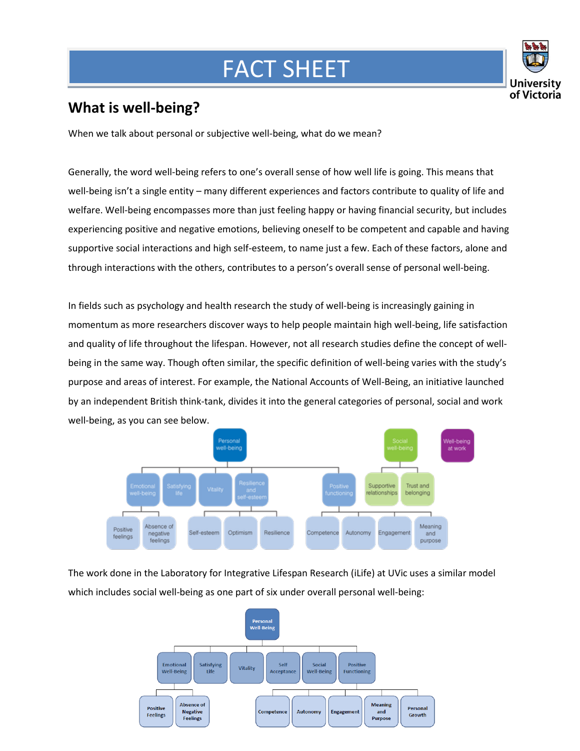# FACT SHEET

University of Victoria

## What is well-being?

When we talk about personal or subjective well-being, what do we mean?

Generally, the word well-being refers to one's overall sense of how well life is going. This means that well-being isn't a single entity – many different experiences and factors contribute to quality of life and welfare. Well-being encompasses more than just feeling happy or having financial security, but includes experiencing positive and negative emotions, believing oneself to be competent and capable and having supportive social interactions and high self-esteem, to name just a few. Each of these factors, alone and through interactions with the others, contributes to a person's overall sense of personal well-being.

In fields such as psychology and health research the study of well-being is increasingly gaining in momentum as more researchers discover ways to help people maintain high well-being, life satisfaction and quality of life throughout the lifespan. However, not all research studies define the concept of well-being in the same way. Though often similar, the specific definition of well-being varies with the study's purpose and areas of interest. For example, the National Accounts of Well-Being, an initiative launched by an independent British think-tank, divides it into the general categories of personal, social and work well-being, as you can see below.

- Personal well-being
  - Emotional well-being
    - Positive feelings
    - Absence of negative feelings
  - Satisfying life
  - Vitality
  - Resilience and self-esteem
    - Self-esteem
    - Optimism
    - Resilience
  - Positive functioning
    - Competence
    - Autonomy
    - Engagement
    - Meaning and purpose
- Social well-being
  - Supportive relationships
  - Trust and belonging
- Well-being at work

The work done in the Laboratory for Integrative Lifespan Research (iLife) at UVic uses a similar model which includes social well-being as one part of six under overall personal well-being:

- Personal Well-Being
  - Emotional Well-Being
    - Positive Feelings
    - Absence of Negative Feelings
  - Satisfying Life
  - Vitality
  - Self Acceptance
  - Social Well-Being
  - Positive Functioning
    - Competence
    - Autonomy
    - Engagement
    - Meaning and Purpose
    - Personal Growth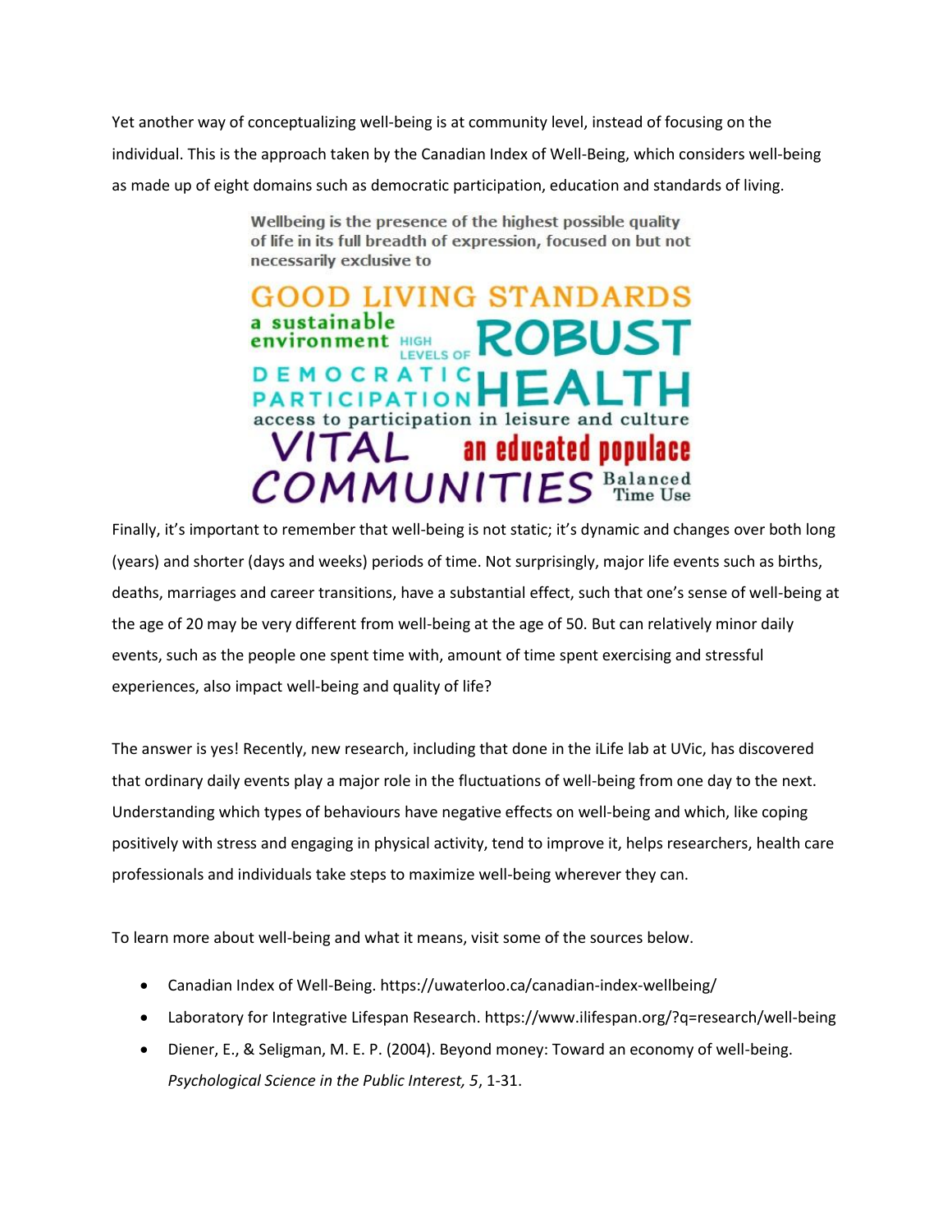Yet another way of conceptualizing well-being is at community level, instead of focusing on the individual. This is the approach taken by the Canadian Index of Well-Being, which considers well-being as made up of eight domains such as democratic participation, education and standards of living.

Wellbeing is the presence of the highest possible quality of life in its full breadth of expression, focused on but not necessarily exclusive to

GOOD LIVING STANDARDS
a sustainable environment
HIGH LEVELS OF DEMOCRATIC PARTICIPATION
ROBUST HEALTH
access to participation in leisure and culture
VITAL COMMUNITIES
an educated populace
Balanced Time Use

Finally, it's important to remember that well-being is not static; it's dynamic and changes over both long (years) and shorter (days and weeks) periods of time. Not surprisingly, major life events such as births, deaths, marriages and career transitions, have a substantial effect, such that one's sense of well-being at the age of 20 may be very different from well-being at the age of 50. But can relatively minor daily events, such as the people one spent time with, amount of time spent exercising and stressful experiences, also impact well-being and quality of life?

The answer is yes! Recently, new research, including that done in the iLife lab at UVic, has discovered that ordinary daily events play a major role in the fluctuations of well-being from one day to the next. Understanding which types of behaviours have negative effects on well-being and which, like coping positively with stress and engaging in physical activity, tend to improve it, helps researchers, health care professionals and individuals take steps to maximize well-being wherever they can.

To learn more about well-being and what it means, visit some of the sources below.

- Canadian Index of Well-Being. https://uwaterloo.ca/canadian-index-wellbeing/
- Laboratory for Integrative Lifespan Research. https://www.ilifespan.org/?q=research/well-being
- Diener, E., & Seligman, M. E. P. (2004). Beyond money: Toward an economy of well-being. *Psychological Science in the Public Interest, 5*, 1-31.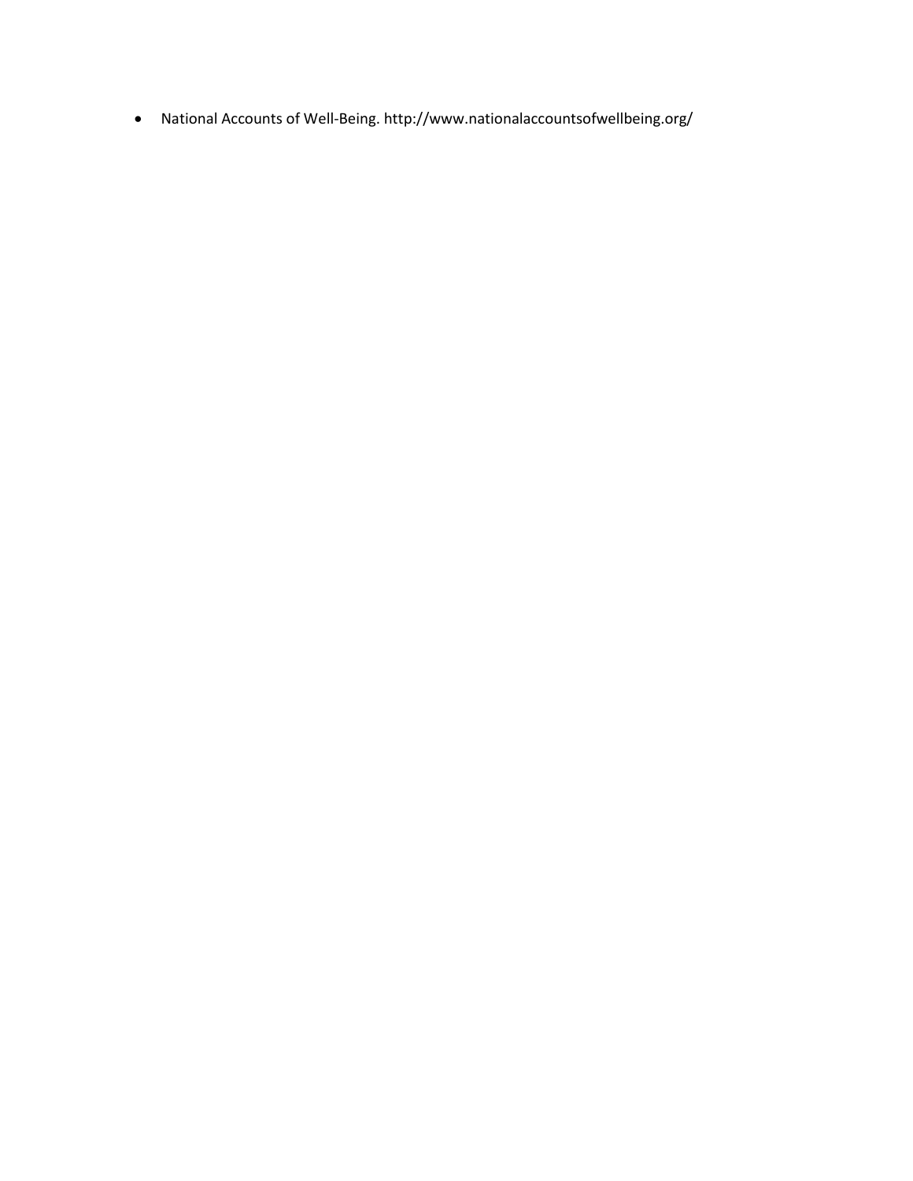- National Accounts of Well-Being. http://www.nationalaccountsofwellbeing.org/